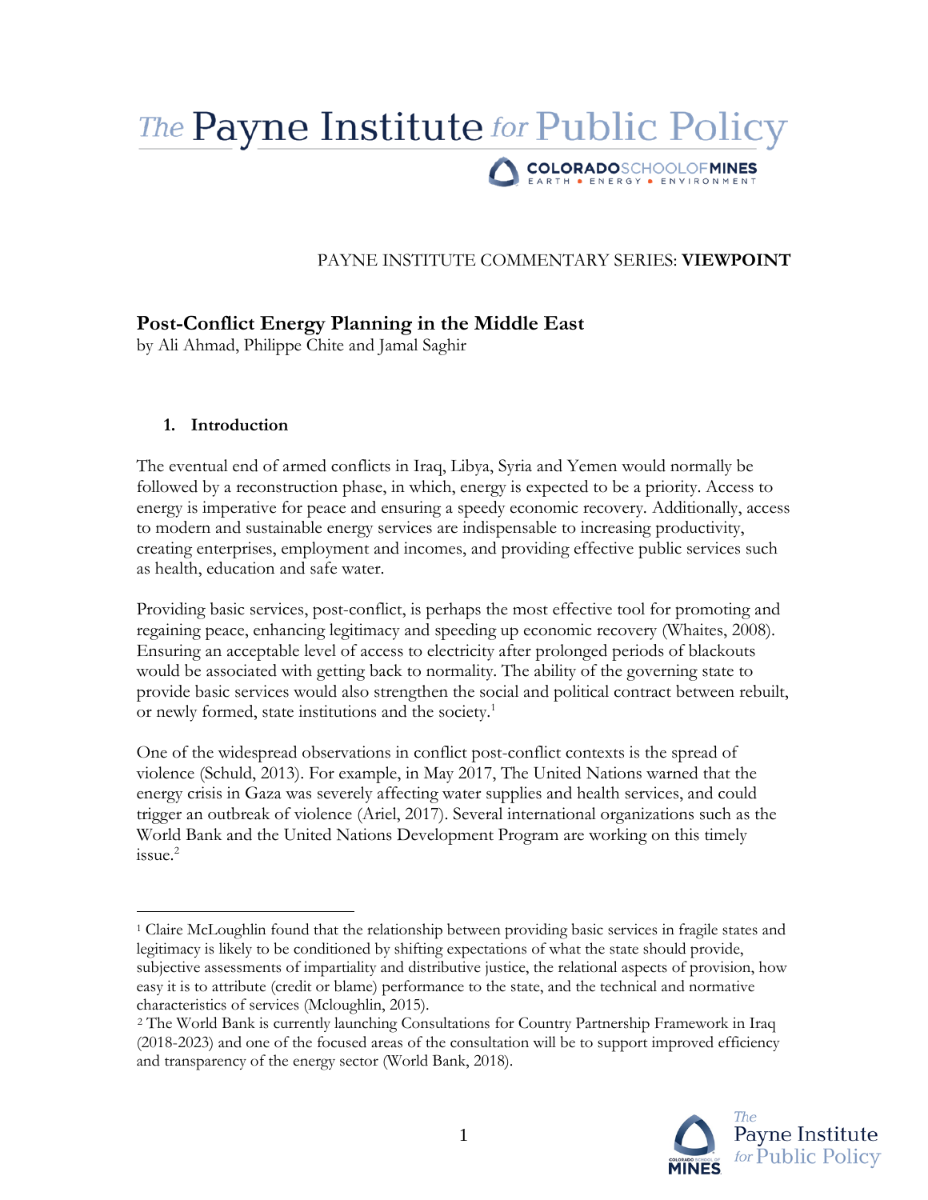PAYNE INSTITUTE COMMENTARY SERIES: **VIEWPOINT**

# Post-Conflict Energy Planning in the Middle East

by Ali Ahmad, Philippe Chite and Jamal Saghir

## 1. Introduction

The eventual end of armed conflicts in Iraq, Libya, Syria and Yemen would normally be followed by a reconstruction phase, in which, energy is expected to be a priority. Access to energy is imperative for peace and ensuring a speedy economic recovery. Additionally, access to modern and sustainable energy services are indispensable to increasing productivity, creating enterprises, employment and incomes, and providing effective public services such as health, education and safe water.

Providing basic services, post-conflict, is perhaps the most effective tool for promoting and regaining peace, enhancing legitimacy and speeding up economic recovery (Whaites, 2008). Ensuring an acceptable level of access to electricity after prolonged periods of blackouts would be associated with getting back to normality. The ability of the governing state to provide basic services would also strengthen the social and political contract between rebuilt, or newly formed, state institutions and the society.[1]

One of the widespread observations in conflict post-conflict contexts is the spread of violence (Schuld, 2013). For example, in May 2017, The United Nations warned that the energy crisis in Gaza was severely affecting water supplies and health services, and could trigger an outbreak of violence (Ariel, 2017). Several international organizations such as the World Bank and the United Nations Development Program are working on this timely issue.[2]

---

[1] Claire McLoughlin found that the relationship between providing basic services in fragile states and legitimacy is likely to be conditioned by shifting expectations of what the state should provide, subjective assessments of impartiality and distributive justice, the relational aspects of provision, how easy it is to attribute (credit or blame) performance to the state, and the technical and normative characteristics of services (Mcloughlin, 2015).

[2] The World Bank is currently launching Consultations for Country Partnership Framework in Iraq (2018-2023) and one of the focused areas of the consultation will be to support improved efficiency and transparency of the energy sector (World Bank, 2018).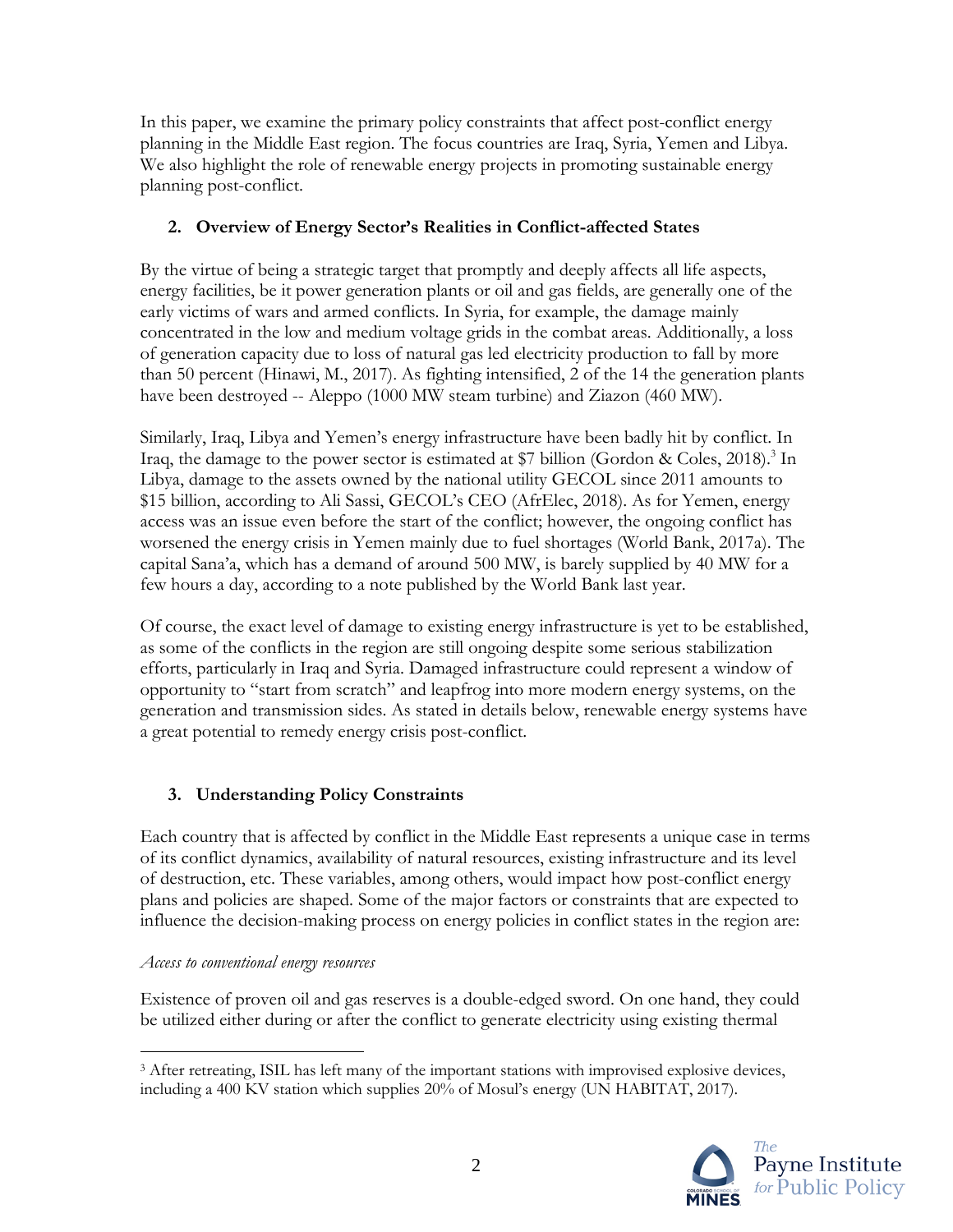In this paper, we examine the primary policy constraints that affect post-conflict energy planning in the Middle East region. The focus countries are Iraq, Syria, Yemen and Libya. We also highlight the role of renewable energy projects in promoting sustainable energy planning post-conflict.

## 2. Overview of Energy Sector's Realities in Conflict-affected States

By the virtue of being a strategic target that promptly and deeply affects all life aspects, energy facilities, be it power generation plants or oil and gas fields, are generally one of the early victims of wars and armed conflicts. In Syria, for example, the damage mainly concentrated in the low and medium voltage grids in the combat areas. Additionally, a loss of generation capacity due to loss of natural gas led electricity production to fall by more than 50 percent (Hinawi, M., 2017). As fighting intensified, 2 of the 14 the generation plants have been destroyed -- Aleppo (1000 MW steam turbine) and Ziazon (460 MW).

Similarly, Iraq, Libya and Yemen's energy infrastructure have been badly hit by conflict. In Iraq, the damage to the power sector is estimated at $7 billion (Gordon & Coles, 2018).[3] In Libya, damage to the assets owned by the national utility GECOL since 2011 amounts to $15 billion, according to Ali Sassi, GECOL's CEO (AfrElec, 2018). As for Yemen, energy access was an issue even before the start of the conflict; however, the ongoing conflict has worsened the energy crisis in Yemen mainly due to fuel shortages (World Bank, 2017a). The capital Sana'a, which has a demand of around 500 MW, is barely supplied by 40 MW for a few hours a day, according to a note published by the World Bank last year.

Of course, the exact level of damage to existing energy infrastructure is yet to be established, as some of the conflicts in the region are still ongoing despite some serious stabilization efforts, particularly in Iraq and Syria. Damaged infrastructure could represent a window of opportunity to "start from scratch" and leapfrog into more modern energy systems, on the generation and transmission sides. As stated in details below, renewable energy systems have a great potential to remedy energy crisis post-conflict.

## 3. Understanding Policy Constraints

Each country that is affected by conflict in the Middle East represents a unique case in terms of its conflict dynamics, availability of natural resources, existing infrastructure and its level of destruction, etc. These variables, among others, would impact how post-conflict energy plans and policies are shaped. Some of the major factors or constraints that are expected to influence the decision-making process on energy policies in conflict states in the region are:

*Access to conventional energy resources*

Existence of proven oil and gas reserves is a double-edged sword. On one hand, they could be utilized either during or after the conflict to generate electricity using existing thermal

[3] After retreating, ISIL has left many of the important stations with improvised explosive devices, including a 400 KV station which supplies 20% of Mosul's energy (UN HABITAT, 2017).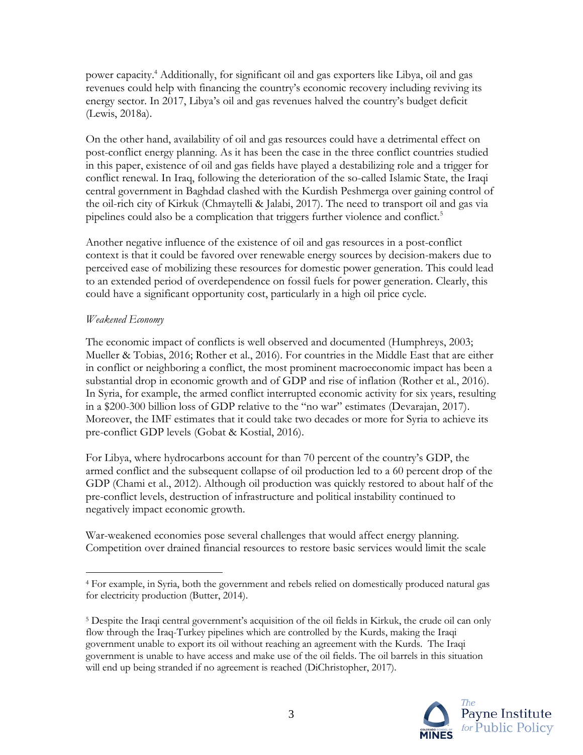power capacity.[4] Additionally, for significant oil and gas exporters like Libya, oil and gas revenues could help with financing the country's economic recovery including reviving its energy sector. In 2017, Libya's oil and gas revenues halved the country's budget deficit (Lewis, 2018a).

On the other hand, availability of oil and gas resources could have a detrimental effect on post-conflict energy planning. As it has been the case in the three conflict countries studied in this paper, existence of oil and gas fields have played a destabilizing role and a trigger for conflict renewal. In Iraq, following the deterioration of the so-called Islamic State, the Iraqi central government in Baghdad clashed with the Kurdish Peshmerga over gaining control of the oil-rich city of Kirkuk (Chmaytelli & Jalabi, 2017). The need to transport oil and gas via pipelines could also be a complication that triggers further violence and conflict.[5]

Another negative influence of the existence of oil and gas resources in a post-conflict context is that it could be favored over renewable energy sources by decision-makers due to perceived ease of mobilizing these resources for domestic power generation. This could lead to an extended period of overdependence on fossil fuels for power generation. Clearly, this could have a significant opportunity cost, particularly in a high oil price cycle.

*Weakened Economy*

The economic impact of conflicts is well observed and documented (Humphreys, 2003; Mueller & Tobias, 2016; Rother et al., 2016). For countries in the Middle East that are either in conflict or neighboring a conflict, the most prominent macroeconomic impact has been a substantial drop in economic growth and of GDP and rise of inflation (Rother et al., 2016). In Syria, for example, the armed conflict interrupted economic activity for six years, resulting in a $200-300 billion loss of GDP relative to the "no war" estimates (Devarajan, 2017). Moreover, the IMF estimates that it could take two decades or more for Syria to achieve its pre-conflict GDP levels (Gobat & Kostial, 2016).

For Libya, where hydrocarbons account for than 70 percent of the country's GDP, the armed conflict and the subsequent collapse of oil production led to a 60 percent drop of the GDP (Chami et al., 2012). Although oil production was quickly restored to about half of the pre-conflict levels, destruction of infrastructure and political instability continued to negatively impact economic growth.

War-weakened economies pose several challenges that would affect energy planning. Competition over drained financial resources to restore basic services would limit the scale

---

[4] For example, in Syria, both the government and rebels relied on domestically produced natural gas for electricity production (Butter, 2014).

[5] Despite the Iraqi central government's acquisition of the oil fields in Kirkuk, the crude oil can only flow through the Iraq-Turkey pipelines which are controlled by the Kurds, making the Iraqi government unable to export its oil without reaching an agreement with the Kurds. The Iraqi government is unable to have access and make use of the oil fields. The oil barrels in this situation will end up being stranded if no agreement is reached (DiChristopher, 2017).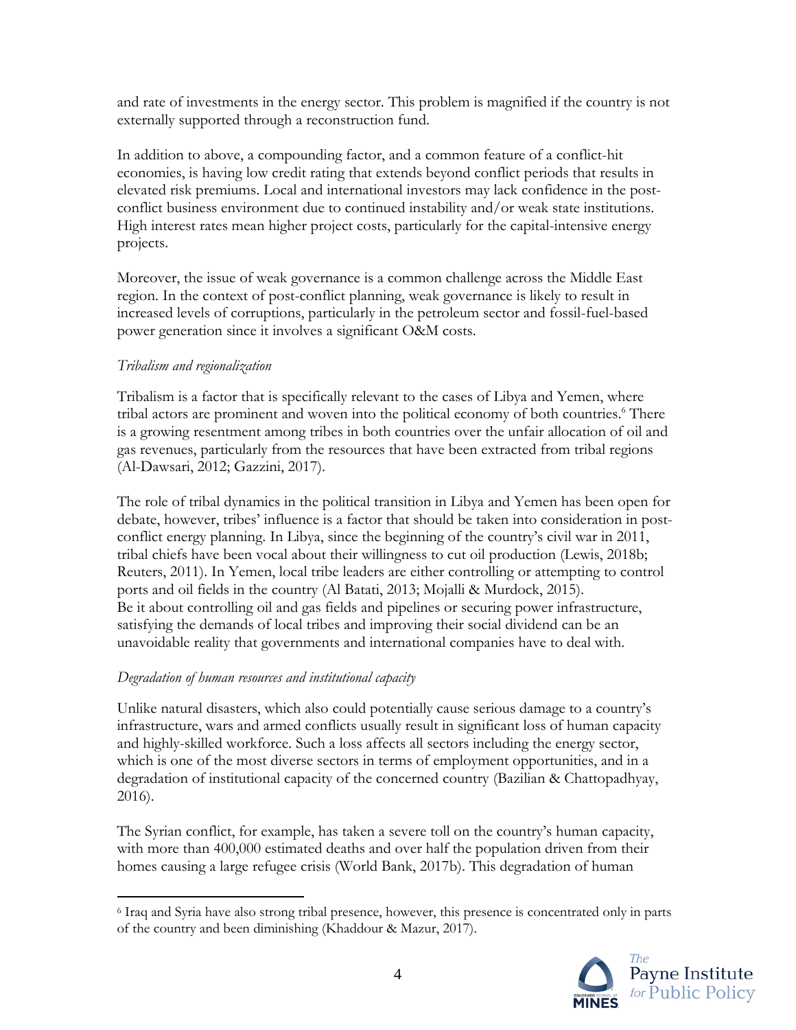and rate of investments in the energy sector. This problem is magnified if the country is not externally supported through a reconstruction fund.

In addition to above, a compounding factor, and a common feature of a conflict-hit economies, is having low credit rating that extends beyond conflict periods that results in elevated risk premiums. Local and international investors may lack confidence in the post-conflict business environment due to continued instability and/or weak state institutions. High interest rates mean higher project costs, particularly for the capital-intensive energy projects.

Moreover, the issue of weak governance is a common challenge across the Middle East region. In the context of post-conflict planning, weak governance is likely to result in increased levels of corruptions, particularly in the petroleum sector and fossil-fuel-based power generation since it involves a significant O&M costs.

*Tribalism and regionalization*

Tribalism is a factor that is specifically relevant to the cases of Libya and Yemen, where tribal actors are prominent and woven into the political economy of both countries.[6] There is a growing resentment among tribes in both countries over the unfair allocation of oil and gas revenues, particularly from the resources that have been extracted from tribal regions (Al-Dawsari, 2012; Gazzini, 2017).

The role of tribal dynamics in the political transition in Libya and Yemen has been open for debate, however, tribes' influence is a factor that should be taken into consideration in post-conflict energy planning. In Libya, since the beginning of the country's civil war in 2011, tribal chiefs have been vocal about their willingness to cut oil production (Lewis, 2018b; Reuters, 2011). In Yemen, local tribe leaders are either controlling or attempting to control ports and oil fields in the country (Al Batati, 2013; Mojalli & Murdock, 2015). Be it about controlling oil and gas fields and pipelines or securing power infrastructure, satisfying the demands of local tribes and improving their social dividend can be an unavoidable reality that governments and international companies have to deal with.

*Degradation of human resources and institutional capacity*

Unlike natural disasters, which also could potentially cause serious damage to a country's infrastructure, wars and armed conflicts usually result in significant loss of human capacity and highly-skilled workforce. Such a loss affects all sectors including the energy sector, which is one of the most diverse sectors in terms of employment opportunities, and in a degradation of institutional capacity of the concerned country (Bazilian & Chattopadhyay, 2016).

The Syrian conflict, for example, has taken a severe toll on the country's human capacity, with more than 400,000 estimated deaths and over half the population driven from their homes causing a large refugee crisis (World Bank, 2017b). This degradation of human

[6] Iraq and Syria have also strong tribal presence, however, this presence is concentrated only in parts of the country and been diminishing (Khaddour & Mazur, 2017).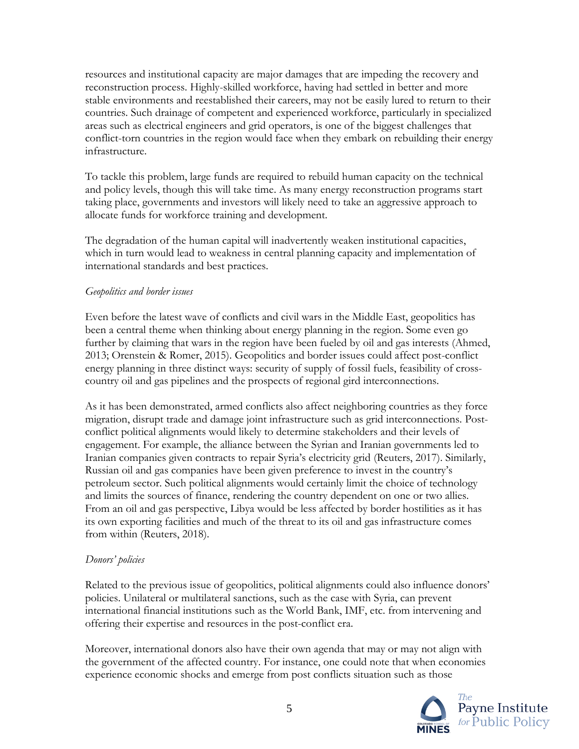resources and institutional capacity are major damages that are impeding the recovery and reconstruction process. Highly-skilled workforce, having had settled in better and more stable environments and reestablished their careers, may not be easily lured to return to their countries. Such drainage of competent and experienced workforce, particularly in specialized areas such as electrical engineers and grid operators, is one of the biggest challenges that conflict-torn countries in the region would face when they embark on rebuilding their energy infrastructure.

To tackle this problem, large funds are required to rebuild human capacity on the technical and policy levels, though this will take time. As many energy reconstruction programs start taking place, governments and investors will likely need to take an aggressive approach to allocate funds for workforce training and development.

The degradation of the human capital will inadvertently weaken institutional capacities, which in turn would lead to weakness in central planning capacity and implementation of international standards and best practices.

*Geopolitics and border issues*

Even before the latest wave of conflicts and civil wars in the Middle East, geopolitics has been a central theme when thinking about energy planning in the region. Some even go further by claiming that wars in the region have been fueled by oil and gas interests (Ahmed, 2013; Orenstein & Romer, 2015). Geopolitics and border issues could affect post-conflict energy planning in three distinct ways: security of supply of fossil fuels, feasibility of cross-country oil and gas pipelines and the prospects of regional gird interconnections.

As it has been demonstrated, armed conflicts also affect neighboring countries as they force migration, disrupt trade and damage joint infrastructure such as grid interconnections. Post-conflict political alignments would likely to determine stakeholders and their levels of engagement. For example, the alliance between the Syrian and Iranian governments led to Iranian companies given contracts to repair Syria's electricity grid (Reuters, 2017). Similarly, Russian oil and gas companies have been given preference to invest in the country's petroleum sector. Such political alignments would certainly limit the choice of technology and limits the sources of finance, rendering the country dependent on one or two allies. From an oil and gas perspective, Libya would be less affected by border hostilities as it has its own exporting facilities and much of the threat to its oil and gas infrastructure comes from within (Reuters, 2018).

*Donors' policies*

Related to the previous issue of geopolitics, political alignments could also influence donors' policies. Unilateral or multilateral sanctions, such as the case with Syria, can prevent international financial institutions such as the World Bank, IMF, etc. from intervening and offering their expertise and resources in the post-conflict era.

Moreover, international donors also have their own agenda that may or may not align with the government of the affected country. For instance, one could note that when economies experience economic shocks and emerge from post conflicts situation such as those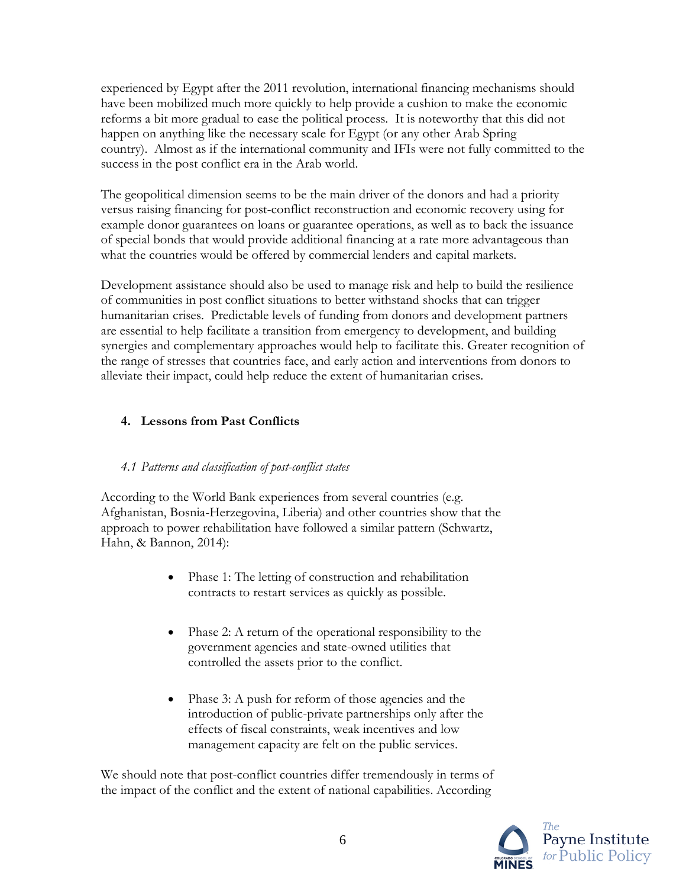experienced by Egypt after the 2011 revolution, international financing mechanisms should have been mobilized much more quickly to help provide a cushion to make the economic reforms a bit more gradual to ease the political process. It is noteworthy that this did not happen on anything like the necessary scale for Egypt (or any other Arab Spring country). Almost as if the international community and IFIs were not fully committed to the success in the post conflict era in the Arab world.

The geopolitical dimension seems to be the main driver of the donors and had a priority versus raising financing for post-conflict reconstruction and economic recovery using for example donor guarantees on loans or guarantee operations, as well as to back the issuance of special bonds that would provide additional financing at a rate more advantageous than what the countries would be offered by commercial lenders and capital markets.

Development assistance should also be used to manage risk and help to build the resilience of communities in post conflict situations to better withstand shocks that can trigger humanitarian crises. Predictable levels of funding from donors and development partners are essential to help facilitate a transition from emergency to development, and building synergies and complementary approaches would help to facilitate this. Greater recognition of the range of stresses that countries face, and early action and interventions from donors to alleviate their impact, could help reduce the extent of humanitarian crises.

## 4. Lessons from Past Conflicts

### *4.1 Patterns and classification of post-conflict states*

According to the World Bank experiences from several countries (e.g. Afghanistan, Bosnia-Herzegovina, Liberia) and other countries show that the approach to power rehabilitation have followed a similar pattern (Schwartz, Hahn, & Bannon, 2014):

- Phase 1: The letting of construction and rehabilitation contracts to restart services as quickly as possible.
- Phase 2: A return of the operational responsibility to the government agencies and state-owned utilities that controlled the assets prior to the conflict.
- Phase 3: A push for reform of those agencies and the introduction of public-private partnerships only after the effects of fiscal constraints, weak incentives and low management capacity are felt on the public services.

We should note that post-conflict countries differ tremendously in terms of the impact of the conflict and the extent of national capabilities. According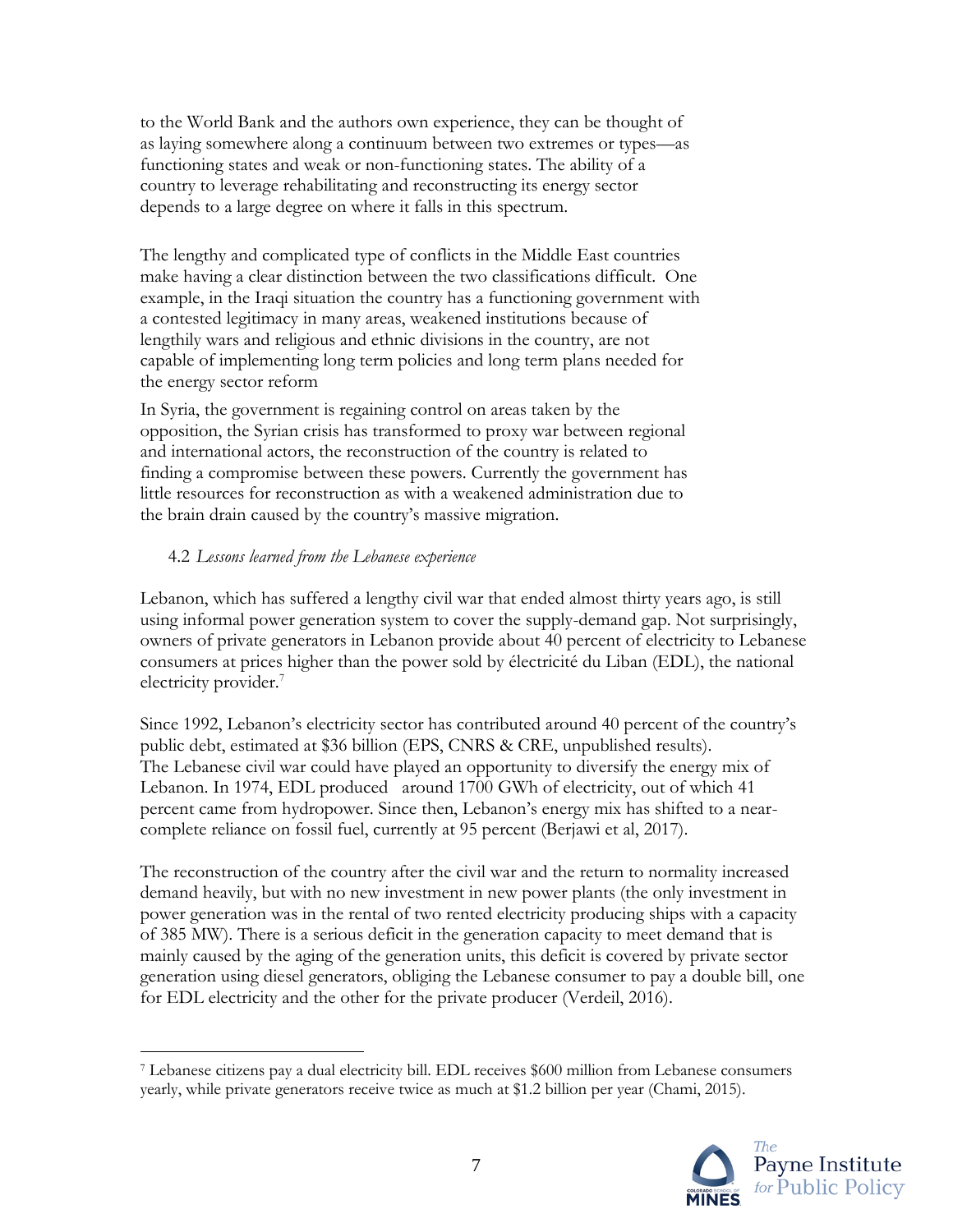to the World Bank and the authors own experience, they can be thought of as laying somewhere along a continuum between two extremes or types—as functioning states and weak or non-functioning states. The ability of a country to leverage rehabilitating and reconstructing its energy sector depends to a large degree on where it falls in this spectrum.

The lengthy and complicated type of conflicts in the Middle East countries make having a clear distinction between the two classifications difficult. One example, in the Iraqi situation the country has a functioning government with a contested legitimacy in many areas, weakened institutions because of lengthily wars and religious and ethnic divisions in the country, are not capable of implementing long term policies and long term plans needed for the energy sector reform

In Syria, the government is regaining control on areas taken by the opposition, the Syrian crisis has transformed to proxy war between regional and international actors, the reconstruction of the country is related to finding a compromise between these powers. Currently the government has little resources for reconstruction as with a weakened administration due to the brain drain caused by the country's massive migration.

### 4.2 *Lessons learned from the Lebanese experience*

Lebanon, which has suffered a lengthy civil war that ended almost thirty years ago, is still using informal power generation system to cover the supply-demand gap. Not surprisingly, owners of private generators in Lebanon provide about 40 percent of electricity to Lebanese consumers at prices higher than the power sold by électricité du Liban (EDL), the national electricity provider.[7]

Since 1992, Lebanon's electricity sector has contributed around 40 percent of the country's public debt, estimated at $36 billion (EPS, CNRS & CRE, unpublished results). The Lebanese civil war could have played an opportunity to diversify the energy mix of Lebanon. In 1974, EDL produced around 1700 GWh of electricity, out of which 41 percent came from hydropower. Since then, Lebanon's energy mix has shifted to a near-complete reliance on fossil fuel, currently at 95 percent (Berjawi et al, 2017).

The reconstruction of the country after the civil war and the return to normality increased demand heavily, but with no new investment in new power plants (the only investment in power generation was in the rental of two rented electricity producing ships with a capacity of 385 MW). There is a serious deficit in the generation capacity to meet demand that is mainly caused by the aging of the generation units, this deficit is covered by private sector generation using diesel generators, obliging the Lebanese consumer to pay a double bill, one for EDL electricity and the other for the private producer (Verdeil, 2016).

---

[7] Lebanese citizens pay a dual electricity bill. EDL receives $600 million from Lebanese consumers yearly, while private generators receive twice as much at $1.2 billion per year (Chami, 2015).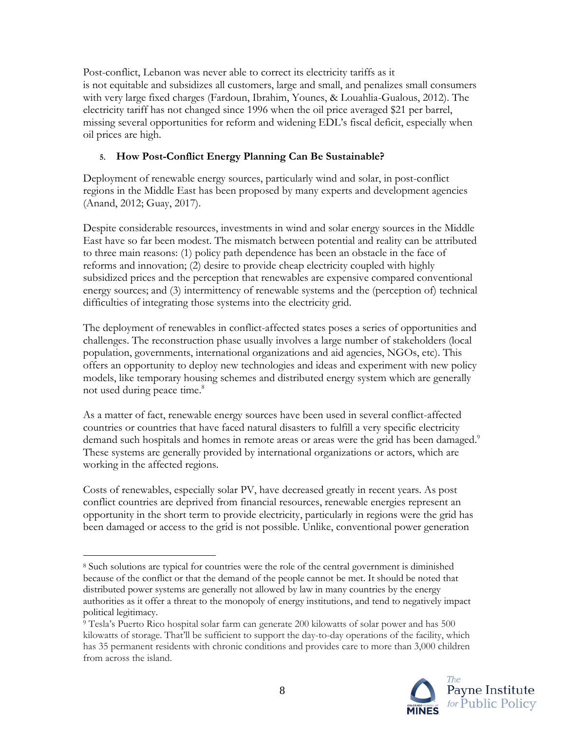Post-conflict, Lebanon was never able to correct its electricity tariffs as it is not equitable and subsidizes all customers, large and small, and penalizes small consumers with very large fixed charges (Fardoun, Ibrahim, Younes, & Louahlia-Gualous, 2012). The electricity tariff has not changed since 1996 when the oil price averaged $21 per barrel, missing several opportunities for reform and widening EDL's fiscal deficit, especially when oil prices are high.

### 5. How Post-Conflict Energy Planning Can Be Sustainable?

Deployment of renewable energy sources, particularly wind and solar, in post-conflict regions in the Middle East has been proposed by many experts and development agencies (Anand, 2012; Guay, 2017).

Despite considerable resources, investments in wind and solar energy sources in the Middle East have so far been modest. The mismatch between potential and reality can be attributed to three main reasons: (1) policy path dependence has been an obstacle in the face of reforms and innovation; (2) desire to provide cheap electricity coupled with highly subsidized prices and the perception that renewables are expensive compared conventional energy sources; and (3) intermittency of renewable systems and the (perception of) technical difficulties of integrating those systems into the electricity grid.

The deployment of renewables in conflict-affected states poses a series of opportunities and challenges. The reconstruction phase usually involves a large number of stakeholders (local population, governments, international organizations and aid agencies, NGOs, etc). This offers an opportunity to deploy new technologies and ideas and experiment with new policy models, like temporary housing schemes and distributed energy system which are generally not used during peace time.[8]

As a matter of fact, renewable energy sources have been used in several conflict-affected countries or countries that have faced natural disasters to fulfill a very specific electricity demand such hospitals and homes in remote areas or areas were the grid has been damaged.[9] These systems are generally provided by international organizations or actors, which are working in the affected regions.

Costs of renewables, especially solar PV, have decreased greatly in recent years. As post conflict countries are deprived from financial resources, renewable energies represent an opportunity in the short term to provide electricity, particularly in regions were the grid has been damaged or access to the grid is not possible. Unlike, conventional power generation

---

[8] Such solutions are typical for countries were the role of the central government is diminished because of the conflict or that the demand of the people cannot be met. It should be noted that distributed power systems are generally not allowed by law in many countries by the energy authorities as it offer a threat to the monopoly of energy institutions, and tend to negatively impact political legitimacy.

[9] Tesla's Puerto Rico hospital solar farm can generate 200 kilowatts of solar power and has 500 kilowatts of storage. That'll be sufficient to support the day-to-day operations of the facility, which has 35 permanent residents with chronic conditions and provides care to more than 3,000 children from across the island.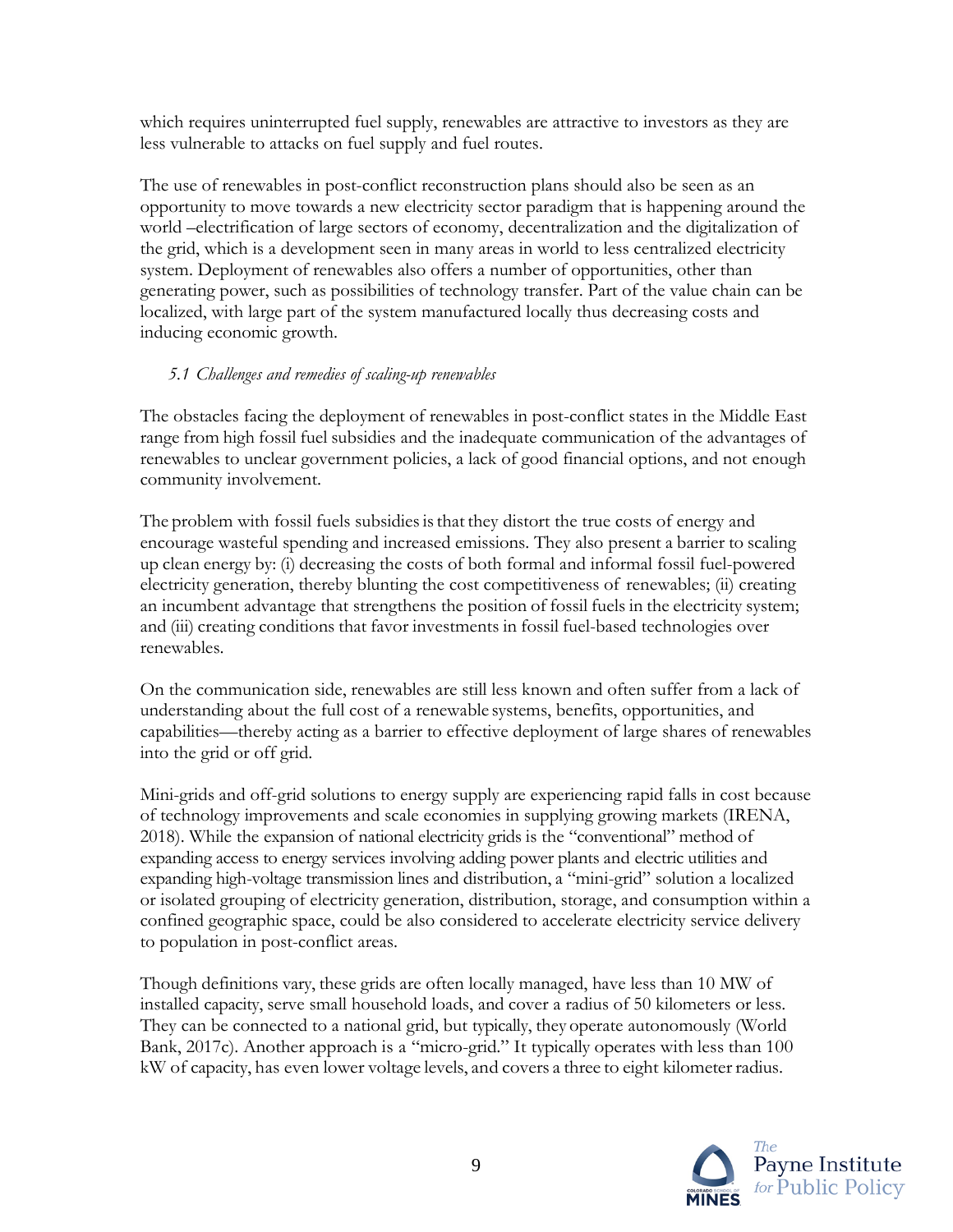which requires uninterrupted fuel supply, renewables are attractive to investors as they are less vulnerable to attacks on fuel supply and fuel routes.

The use of renewables in post-conflict reconstruction plans should also be seen as an opportunity to move towards a new electricity sector paradigm that is happening around the world –electrification of large sectors of economy, decentralization and the digitalization of the grid, which is a development seen in many areas in world to less centralized electricity system. Deployment of renewables also offers a number of opportunities, other than generating power, such as possibilities of technology transfer. Part of the value chain can be localized, with large part of the system manufactured locally thus decreasing costs and inducing economic growth.

### *5.1 Challenges and remedies of scaling-up renewables*

The obstacles facing the deployment of renewables in post-conflict states in the Middle East range from high fossil fuel subsidies and the inadequate communication of the advantages of renewables to unclear government policies, a lack of good financial options, and not enough community involvement.

The problem with fossil fuels subsidies is that they distort the true costs of energy and encourage wasteful spending and increased emissions. They also present a barrier to scaling up clean energy by: (i) decreasing the costs of both formal and informal fossil fuel-powered electricity generation, thereby blunting the cost competitiveness of renewables; (ii) creating an incumbent advantage that strengthens the position of fossil fuels in the electricity system; and (iii) creating conditions that favor investments in fossil fuel-based technologies over renewables.

On the communication side, renewables are still less known and often suffer from a lack of understanding about the full cost of a renewable systems, benefits, opportunities, and capabilities—thereby acting as a barrier to effective deployment of large shares of renewables into the grid or off grid.

Mini-grids and off-grid solutions to energy supply are experiencing rapid falls in cost because of technology improvements and scale economies in supplying growing markets (IRENA, 2018). While the expansion of national electricity grids is the "conventional" method of expanding access to energy services involving adding power plants and electric utilities and expanding high-voltage transmission lines and distribution, a "mini-grid" solution a localized or isolated grouping of electricity generation, distribution, storage, and consumption within a confined geographic space, could be also considered to accelerate electricity service delivery to population in post-conflict areas.

Though definitions vary, these grids are often locally managed, have less than 10 MW of installed capacity, serve small household loads, and cover a radius of 50 kilometers or less. They can be connected to a national grid, but typically, they operate autonomously (World Bank, 2017c). Another approach is a "micro-grid." It typically operates with less than 100 kW of capacity, has even lower voltage levels, and covers a three to eight kilometer radius.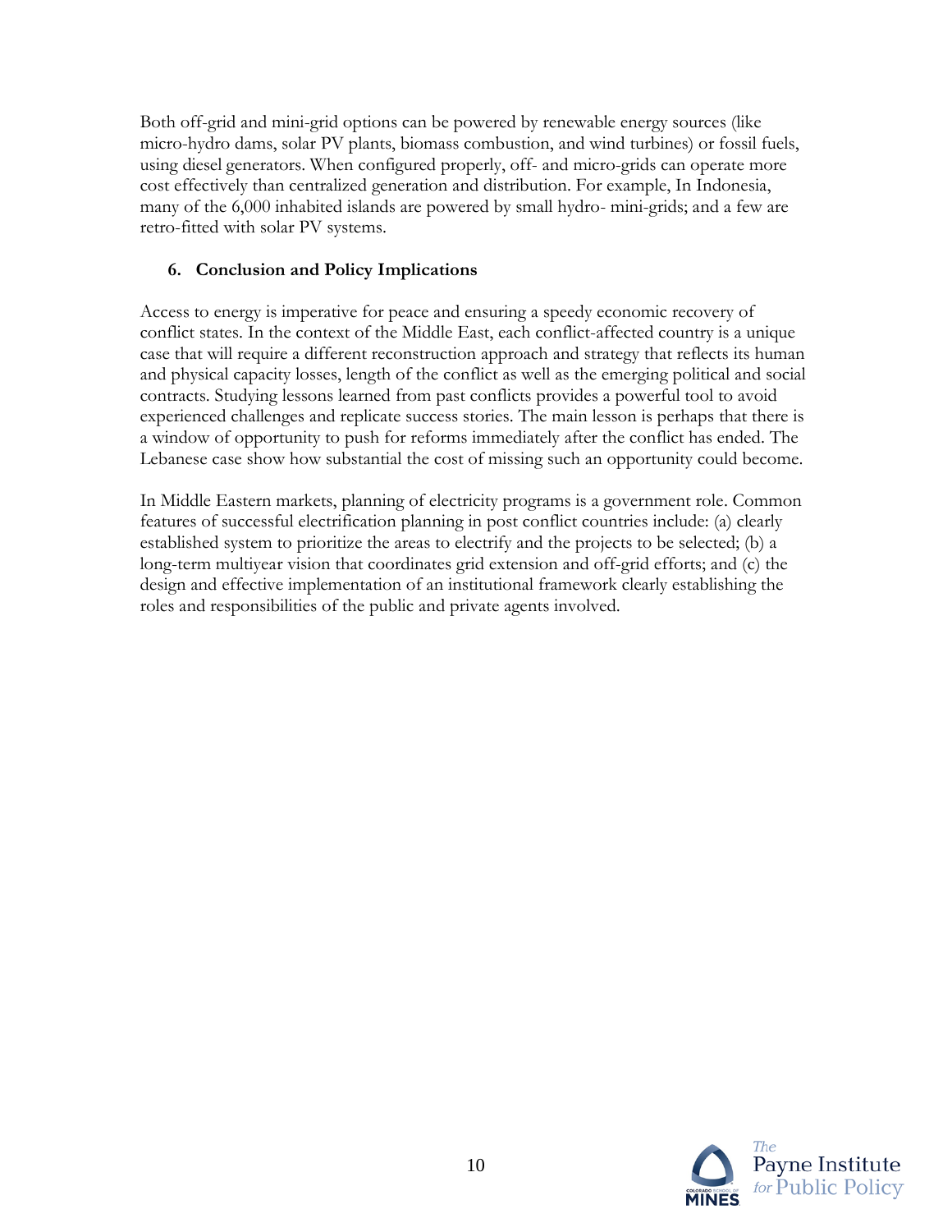Both off-grid and mini-grid options can be powered by renewable energy sources (like micro-hydro dams, solar PV plants, biomass combustion, and wind turbines) or fossil fuels, using diesel generators. When configured properly, off- and micro-grids can operate more cost effectively than centralized generation and distribution. For example, In Indonesia, many of the 6,000 inhabited islands are powered by small hydro- mini-grids; and a few are retro-fitted with solar PV systems.

## 6. Conclusion and Policy Implications

Access to energy is imperative for peace and ensuring a speedy economic recovery of conflict states. In the context of the Middle East, each conflict-affected country is a unique case that will require a different reconstruction approach and strategy that reflects its human and physical capacity losses, length of the conflict as well as the emerging political and social contracts. Studying lessons learned from past conflicts provides a powerful tool to avoid experienced challenges and replicate success stories. The main lesson is perhaps that there is a window of opportunity to push for reforms immediately after the conflict has ended. The Lebanese case show how substantial the cost of missing such an opportunity could become.

In Middle Eastern markets, planning of electricity programs is a government role. Common features of successful electrification planning in post conflict countries include: (a) clearly established system to prioritize the areas to electrify and the projects to be selected; (b) a long-term multiyear vision that coordinates grid extension and off-grid efforts; and (c) the design and effective implementation of an institutional framework clearly establishing the roles and responsibilities of the public and private agents involved.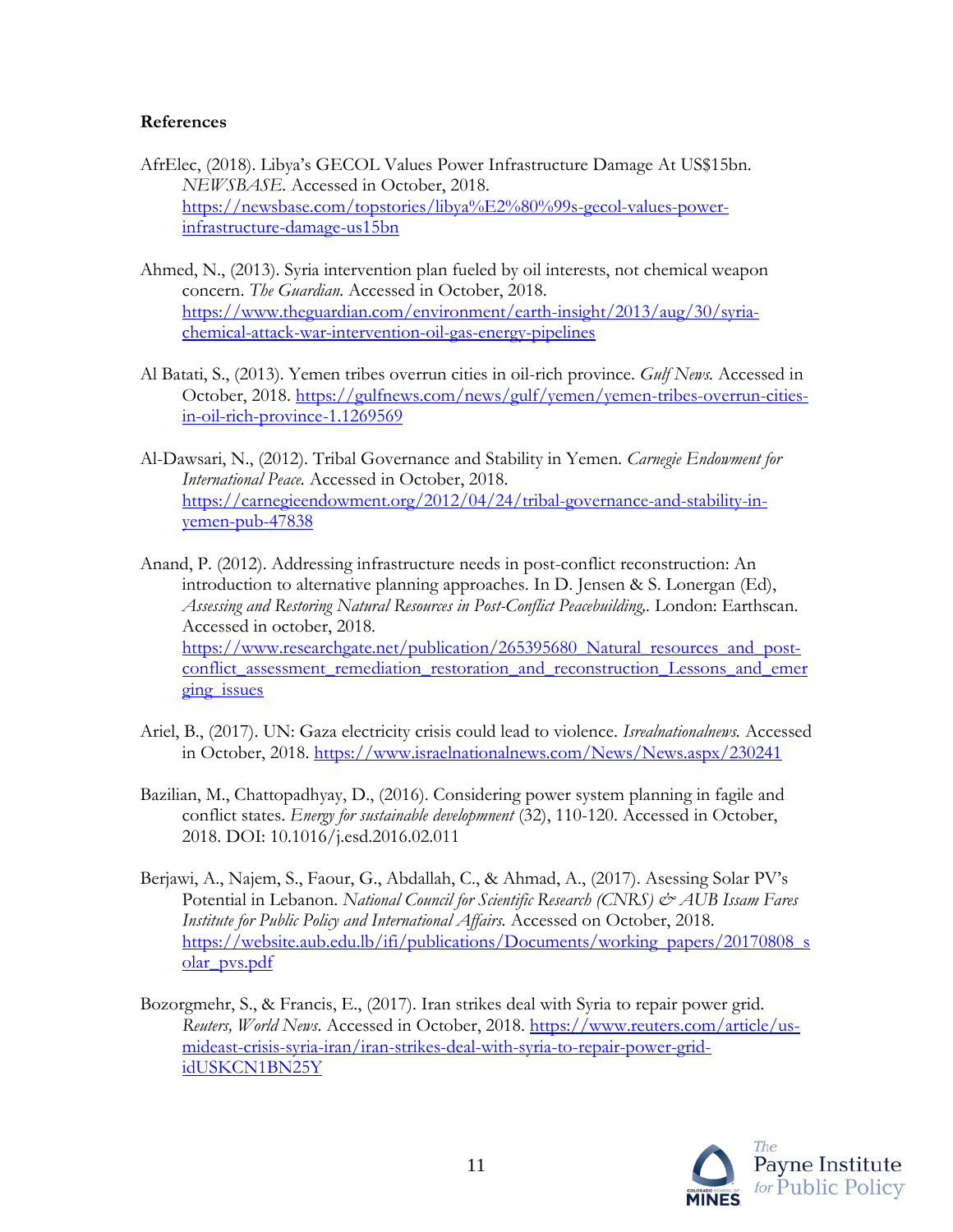**References**

AfrElec, (2018). Libya's GECOL Values Power Infrastructure Damage At US$15bn. *NEWSBASE*. Accessed in October, 2018. https://newsbase.com/topstories/libya%E2%80%99s-gecol-values-power-infrastructure-damage-us15bn

Ahmed, N., (2013). Syria intervention plan fueled by oil interests, not chemical weapon concern. *The Guardian.* Accessed in October, 2018. https://www.theguardian.com/environment/earth-insight/2013/aug/30/syria-chemical-attack-war-intervention-oil-gas-energy-pipelines

Al Batati, S., (2013). Yemen tribes overrun cities in oil-rich province. *Gulf News.* Accessed in October, 2018. https://gulfnews.com/news/gulf/yemen/yemen-tribes-overrun-cities-in-oil-rich-province-1.1269569

Al-Dawsari, N., (2012). Tribal Governance and Stability in Yemen. *Carnegie Endowment for International Peace.* Accessed in October, 2018. https://carnegieendowment.org/2012/04/24/tribal-governance-and-stability-in-yemen-pub-47838

Anand, P. (2012). Addressing infrastructure needs in post-conflict reconstruction: An introduction to alternative planning approaches. In D. Jensen & S. Lonergan (Ed), *Assessing and Restoring Natural Resources in Post-Conflict Peacebuilding,*. London: Earthscan. Accessed in october, 2018. https://www.researchgate.net/publication/265395680_Natural_resources_and_post-conflict_assessment_remediation_restoration_and_reconstruction_Lessons_and_emerging_issues

Ariel, B., (2017). UN: Gaza electricity crisis could lead to violence. *Isrealnationalnews.* Accessed in October, 2018. https://www.israelnationalnews.com/News/News.aspx/230241

Bazilian, M., Chattopadhyay, D., (2016). Considering power system planning in fagile and conflict states. *Energy for sustainable developmnent* (32), 110-120. Accessed in October, 2018. DOI: 10.1016/j.esd.2016.02.011

Berjawi, A., Najem, S., Faour, G., Abdallah, C., & Ahmad, A., (2017). Asessing Solar PV's Potential in Lebanon. *National Council for Scientific Research (CNRS) & AUB Issam Fares Institute for Public Policy and International Affairs.* Accessed on October, 2018. https://website.aub.edu.lb/ifi/publications/Documents/working_papers/20170808_solar_pvs.pdf

Bozorgmehr, S., & Francis, E., (2017). Iran strikes deal with Syria to repair power grid. *Reuters, World News*. Accessed in October, 2018. https://www.reuters.com/article/us-mideast-crisis-syria-iran/iran-strikes-deal-with-syria-to-repair-power-grid-idUSKCN1BN25Y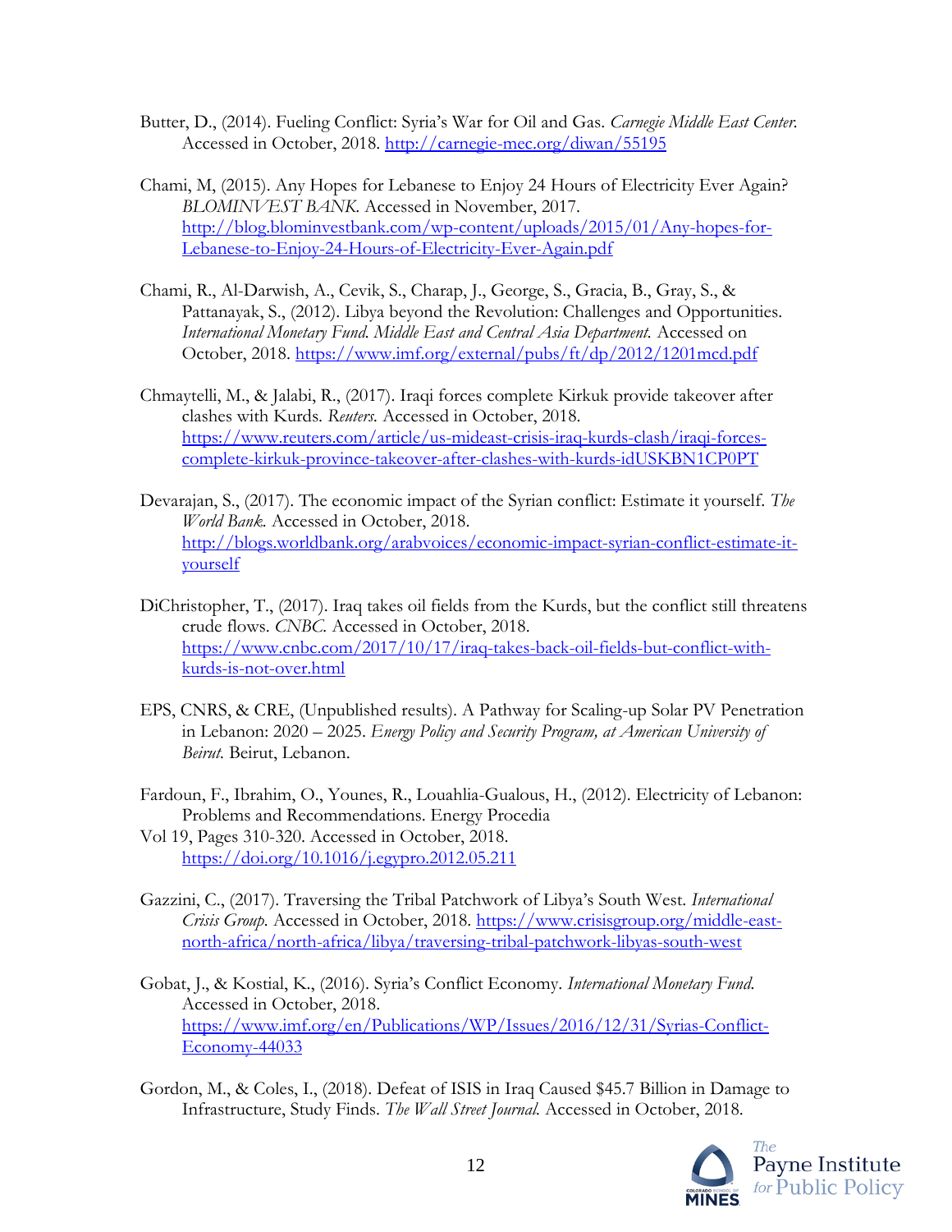Butter, D., (2014). Fueling Conflict: Syria's War for Oil and Gas. *Carnegie Middle East Center.* Accessed in October, 2018. http://carnegie-mec.org/diwan/55195

Chami, M, (2015). Any Hopes for Lebanese to Enjoy 24 Hours of Electricity Ever Again? *BLOMINVEST BANK.* Accessed in November, 2017. http://blog.blominvestbank.com/wp-content/uploads/2015/01/Any-hopes-for-Lebanese-to-Enjoy-24-Hours-of-Electricity-Ever-Again.pdf

Chami, R., Al-Darwish, A., Cevik, S., Charap, J., George, S., Gracia, B., Gray, S., & Pattanayak, S., (2012). Libya beyond the Revolution: Challenges and Opportunities. *International Monetary Fund. Middle East and Central Asia Department.* Accessed on October, 2018. https://www.imf.org/external/pubs/ft/dp/2012/1201mcd.pdf

Chmaytelli, M., & Jalabi, R., (2017). Iraqi forces complete Kirkuk provide takeover after clashes with Kurds. *Reuters.* Accessed in October, 2018. https://www.reuters.com/article/us-mideast-crisis-iraq-kurds-clash/iraqi-forces-complete-kirkuk-province-takeover-after-clashes-with-kurds-idUSKBN1CP0PT

Devarajan, S., (2017). The economic impact of the Syrian conflict: Estimate it yourself. *The World Bank.* Accessed in October, 2018. http://blogs.worldbank.org/arabvoices/economic-impact-syrian-conflict-estimate-it-yourself

DiChristopher, T., (2017). Iraq takes oil fields from the Kurds, but the conflict still threatens crude flows. *CNBC.* Accessed in October, 2018. https://www.cnbc.com/2017/10/17/iraq-takes-back-oil-fields-but-conflict-with-kurds-is-not-over.html

EPS, CNRS, & CRE, (Unpublished results). A Pathway for Scaling-up Solar PV Penetration in Lebanon: 2020 – 2025. *Energy Policy and Security Program, at American University of Beirut.* Beirut, Lebanon.

Fardoun, F., Ibrahim, O., Younes, R., Louahlia-Gualous, H., (2012). Electricity of Lebanon: Problems and Recommendations. Energy Procedia
Vol 19, Pages 310-320. Accessed in October, 2018. https://doi.org/10.1016/j.egypro.2012.05.211

Gazzini, C., (2017). Traversing the Tribal Patchwork of Libya's South West. *International Crisis Group.* Accessed in October, 2018. https://www.crisisgroup.org/middle-east-north-africa/north-africa/libya/traversing-tribal-patchwork-libyas-south-west

Gobat, J., & Kostial, K., (2016). Syria's Conflict Economy. *International Monetary Fund.* Accessed in October, 2018. https://www.imf.org/en/Publications/WP/Issues/2016/12/31/Syrias-Conflict-Economy-44033

Gordon, M., & Coles, I., (2018). Defeat of ISIS in Iraq Caused $45.7 Billion in Damage to Infrastructure, Study Finds. *The Wall Street Journal.* Accessed in October, 2018.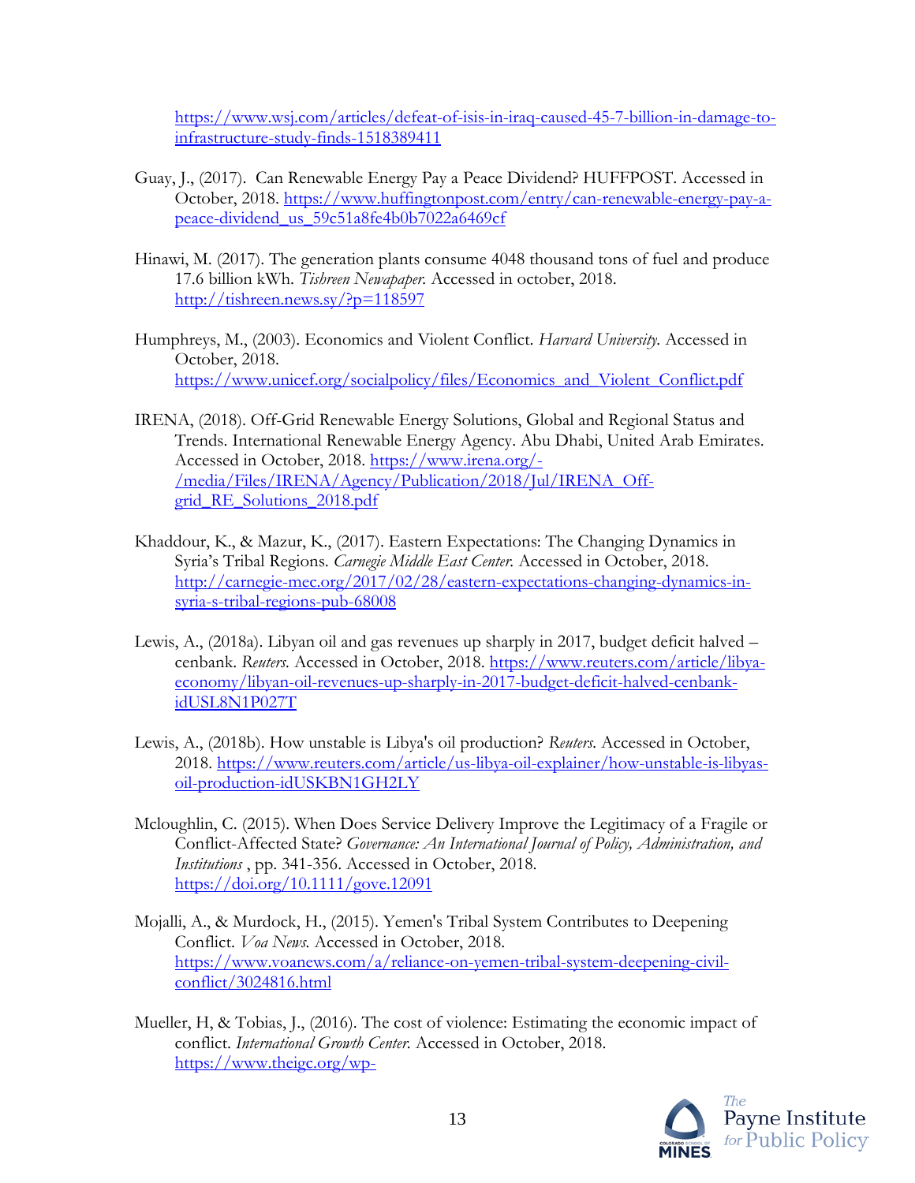https://www.wsj.com/articles/defeat-of-isis-in-iraq-caused-45-7-billion-in-damage-to-infrastructure-study-finds-1518389411

Guay, J., (2017). Can Renewable Energy Pay a Peace Dividend? HUFFPOST. Accessed in October, 2018. https://www.huffingtonpost.com/entry/can-renewable-energy-pay-a-peace-dividend_us_59c51a8fe4b0b7022a6469cf

Hinawi, M. (2017). The generation plants consume 4048 thousand tons of fuel and produce 17.6 billion kWh. *Tishreen Newapaper.* Accessed in october, 2018. http://tishreen.news.sy/?p=118597

Humphreys, M., (2003). Economics and Violent Conflict. *Harvard University.* Accessed in October, 2018. https://www.unicef.org/socialpolicy/files/Economics_and_Violent_Conflict.pdf

IRENA, (2018). Off-Grid Renewable Energy Solutions, Global and Regional Status and Trends. International Renewable Energy Agency. Abu Dhabi, United Arab Emirates. Accessed in October, 2018. https://www.irena.org/-/media/Files/IRENA/Agency/Publication/2018/Jul/IRENA_Off-grid_RE_Solutions_2018.pdf

Khaddour, K., & Mazur, K., (2017). Eastern Expectations: The Changing Dynamics in Syria's Tribal Regions. *Carnegie Middle East Center.* Accessed in October, 2018. http://carnegie-mec.org/2017/02/28/eastern-expectations-changing-dynamics-in-syria-s-tribal-regions-pub-68008

Lewis, A., (2018a). Libyan oil and gas revenues up sharply in 2017, budget deficit halved – cenbank. *Reuters.* Accessed in October, 2018. https://www.reuters.com/article/libya-economy/libyan-oil-revenues-up-sharply-in-2017-budget-deficit-halved-cenbank-idUSL8N1P027T

Lewis, A., (2018b). How unstable is Libya's oil production? *Reuters.* Accessed in October, 2018. https://www.reuters.com/article/us-libya-oil-explainer/how-unstable-is-libyas-oil-production-idUSKBN1GH2LY

Mcloughlin, C. (2015). When Does Service Delivery Improve the Legitimacy of a Fragile or Conflict-Affected State? *Governance: An International Journal of Policy, Administration, and Institutions* , pp. 341-356. Accessed in October, 2018. https://doi.org/10.1111/gove.12091

Mojalli, A., & Murdock, H., (2015). Yemen's Tribal System Contributes to Deepening Conflict. *Voa News.* Accessed in October, 2018. https://www.voanews.com/a/reliance-on-yemen-tribal-system-deepening-civil-conflict/3024816.html

Mueller, H, & Tobias, J., (2016). The cost of violence: Estimating the economic impact of conflict. *International Growth Center.* Accessed in October, 2018. https://www.theigc.org/wp-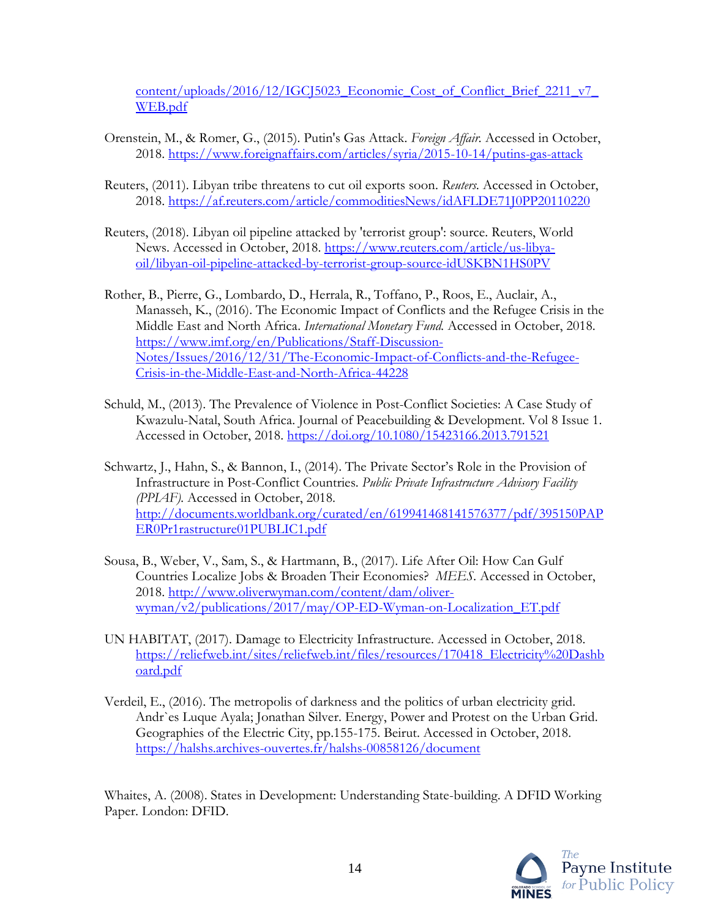content/uploads/2016/12/IGCJ5023_Economic_Cost_of_Conflict_Brief_2211_v7_WEB.pdf

Orenstein, M., & Romer, G., (2015). Putin's Gas Attack. *Foreign Affair.* Accessed in October, 2018. https://www.foreignaffairs.com/articles/syria/2015-10-14/putins-gas-attack

Reuters, (2011). Libyan tribe threatens to cut oil exports soon. *Reuters.* Accessed in October, 2018. https://af.reuters.com/article/commoditiesNews/idAFLDE71J0PP20110220

Reuters, (2018). Libyan oil pipeline attacked by 'terrorist group': source. Reuters, World News. Accessed in October, 2018. https://www.reuters.com/article/us-libya-oil/libyan-oil-pipeline-attacked-by-terrorist-group-source-idUSKBN1HS0PV

Rother, B., Pierre, G., Lombardo, D., Herrala, R., Toffano, P., Roos, E., Auclair, A., Manasseh, K., (2016). The Economic Impact of Conflicts and the Refugee Crisis in the Middle East and North Africa. *International Monetary Fund.* Accessed in October, 2018. https://www.imf.org/en/Publications/Staff-Discussion-Notes/Issues/2016/12/31/The-Economic-Impact-of-Conflicts-and-the-Refugee-Crisis-in-the-Middle-East-and-North-Africa-44228

Schuld, M., (2013). The Prevalence of Violence in Post-Conflict Societies: A Case Study of Kwazulu-Natal, South Africa. Journal of Peacebuilding & Development. Vol 8 Issue 1. Accessed in October, 2018. https://doi.org/10.1080/15423166.2013.791521

Schwartz, J., Hahn, S., & Bannon, I., (2014). The Private Sector's Role in the Provision of Infrastructure in Post-Conflict Countries. *Public Private Infrastructure Advisory Facility (PPIAF).* Accessed in October, 2018. http://documents.worldbank.org/curated/en/619941468141576377/pdf/395150PAPER0Pr1rastructure01PUBLIC1.pdf

Sousa, B., Weber, V., Sam, S., & Hartmann, B., (2017). Life After Oil: How Can Gulf Countries Localize Jobs & Broaden Their Economies? *MEES.* Accessed in October, 2018. http://www.oliverwyman.com/content/dam/oliver-wyman/v2/publications/2017/may/OP-ED-Wyman-on-Localization_ET.pdf

UN HABITAT, (2017). Damage to Electricity Infrastructure. Accessed in October, 2018. https://reliefweb.int/sites/reliefweb.int/files/resources/170418_Electricity%20Dashboard.pdf

Verdeil, E., (2016). The metropolis of darkness and the politics of urban electricity grid. Andr`es Luque Ayala; Jonathan Silver. Energy, Power and Protest on the Urban Grid. Geographies of the Electric City, pp.155-175. Beirut. Accessed in October, 2018. https://halshs.archives-ouvertes.fr/halshs-00858126/document

Whaites, A. (2008). States in Development: Understanding State-building. A DFID Working Paper. London: DFID.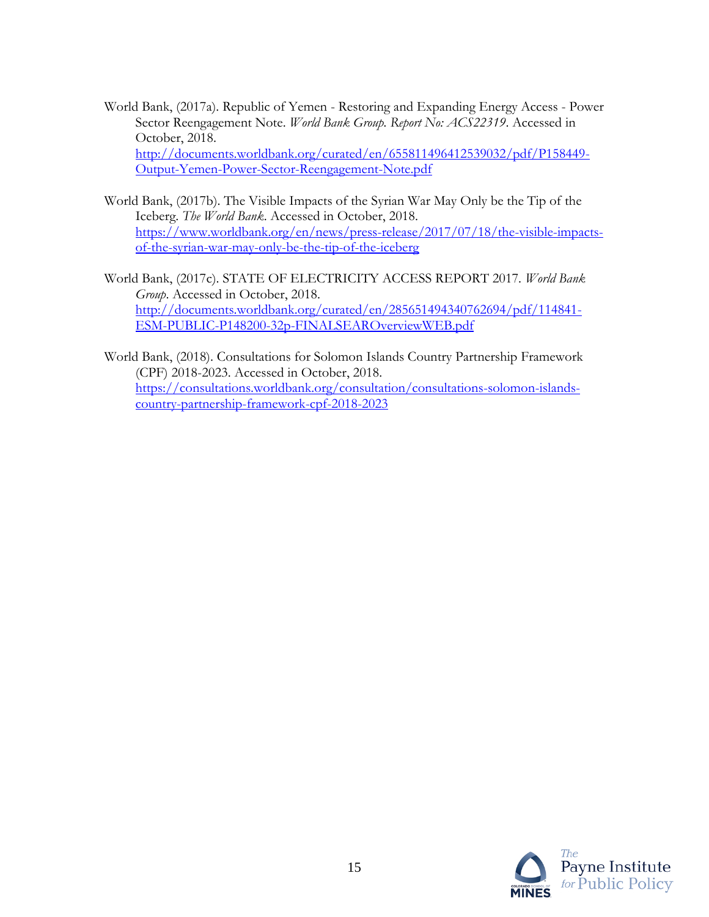World Bank, (2017a). Republic of Yemen - Restoring and Expanding Energy Access - Power Sector Reengagement Note. *World Bank Group. Report No: ACS22319*. Accessed in October, 2018. http://documents.worldbank.org/curated/en/655811496412539032/pdf/P158449-Output-Yemen-Power-Sector-Reengagement-Note.pdf

World Bank, (2017b). The Visible Impacts of the Syrian War May Only be the Tip of the Iceberg. *The World Bank*. Accessed in October, 2018. https://www.worldbank.org/en/news/press-release/2017/07/18/the-visible-impacts-of-the-syrian-war-may-only-be-the-tip-of-the-iceberg

World Bank, (2017c). STATE OF ELECTRICITY ACCESS REPORT 2017. *World Bank Group*. Accessed in October, 2018. http://documents.worldbank.org/curated/en/285651494340762694/pdf/114841-ESM-PUBLIC-P148200-32p-FINALSEAROverviewWEB.pdf

World Bank, (2018). Consultations for Solomon Islands Country Partnership Framework (CPF) 2018-2023. Accessed in October, 2018. https://consultations.worldbank.org/consultation/consultations-solomon-islands-country-partnership-framework-cpf-2018-2023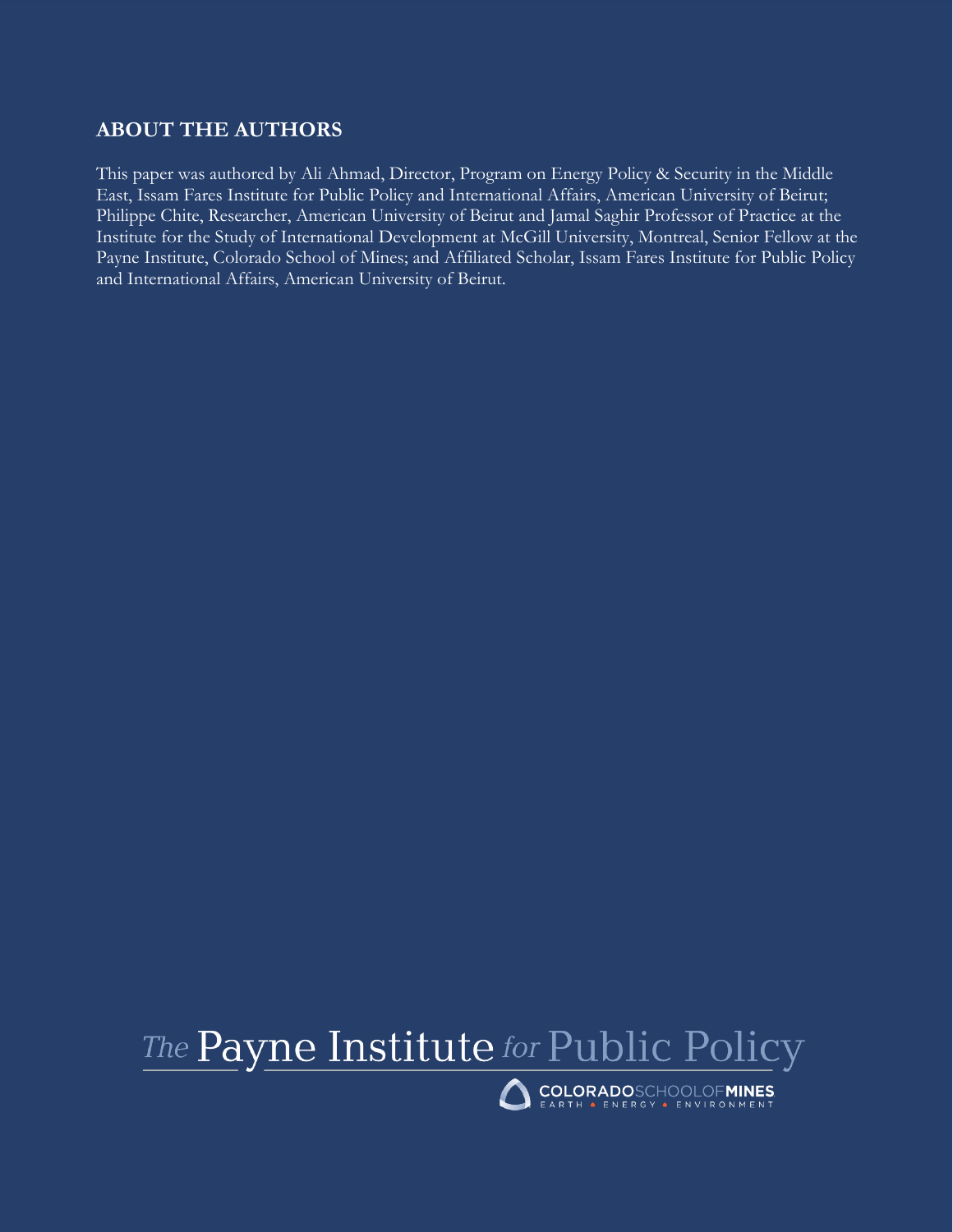## ABOUT THE AUTHORS

This paper was authored by Ali Ahmad, Director, Program on Energy Policy & Security in the Middle East, Issam Fares Institute for Public Policy and International Affairs, American University of Beirut; Philippe Chite, Researcher, American University of Beirut and Jamal Saghir Professor of Practice at the Institute for the Study of International Development at McGill University, Montreal, Senior Fellow at the Payne Institute, Colorado School of Mines; and Affiliated Scholar, Issam Fares Institute for Public Policy and International Affairs, American University of Beirut.

*The* Payne Institute *for* Public Policy

COLORADO SCHOOL OF MINES
EARTH • ENERGY • ENVIRONMENT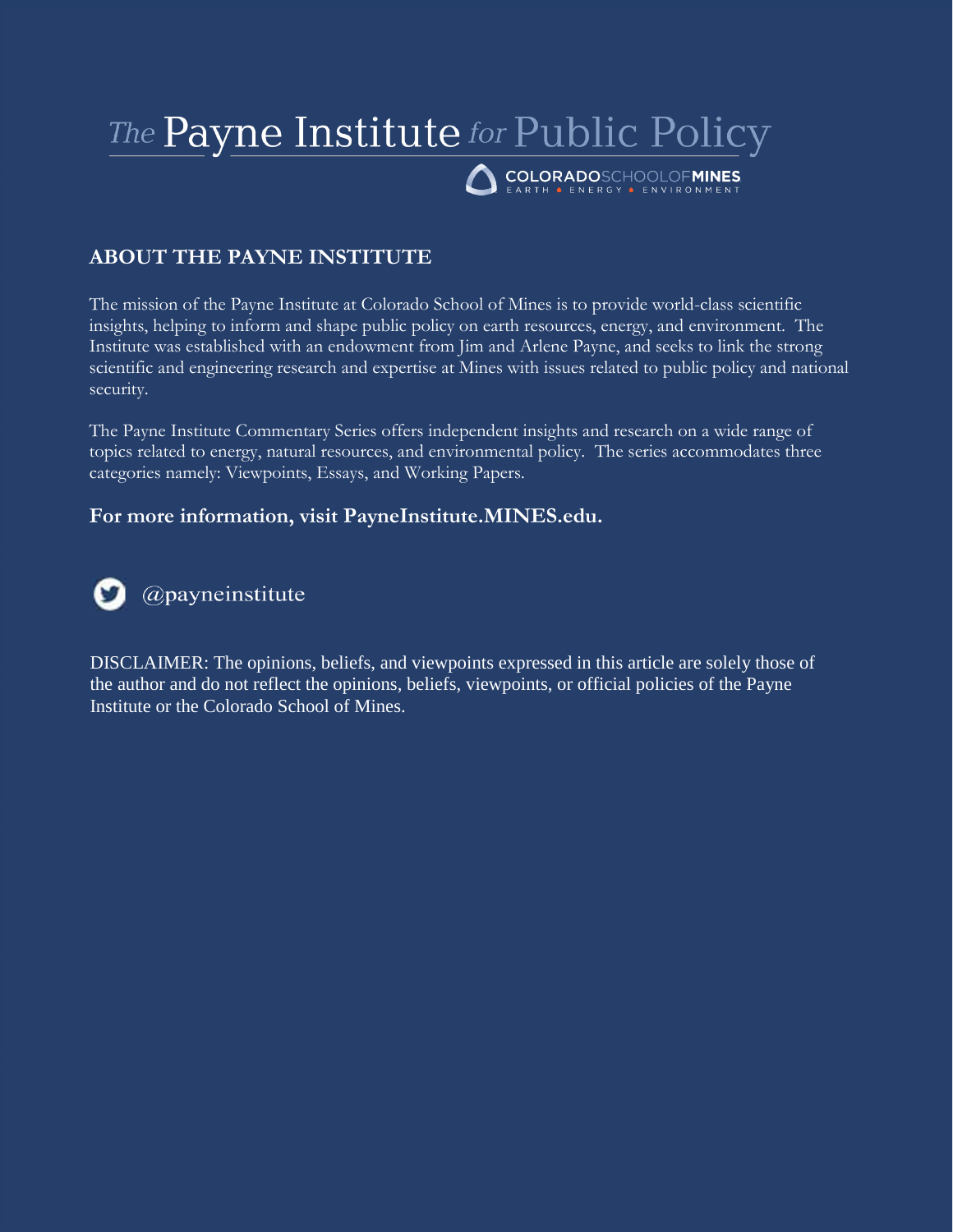# The Payne Institute for Public Policy

COLORADO SCHOOL OF MINES
EARTH • ENERGY • ENVIRONMENT

## ABOUT THE PAYNE INSTITUTE

The mission of the Payne Institute at Colorado School of Mines is to provide world-class scientific insights, helping to inform and shape public policy on earth resources, energy, and environment. The Institute was established with an endowment from Jim and Arlene Payne, and seeks to link the strong scientific and engineering research and expertise at Mines with issues related to public policy and national security.

The Payne Institute Commentary Series offers independent insights and research on a wide range of topics related to energy, natural resources, and environmental policy. The series accommodates three categories namely: Viewpoints, Essays, and Working Papers.

**For more information, visit PayneInstitute.MINES.edu.**

@payneinstitute

DISCLAIMER: The opinions, beliefs, and viewpoints expressed in this article are solely those of the author and do not reflect the opinions, beliefs, viewpoints, or official policies of the Payne Institute or the Colorado School of Mines.